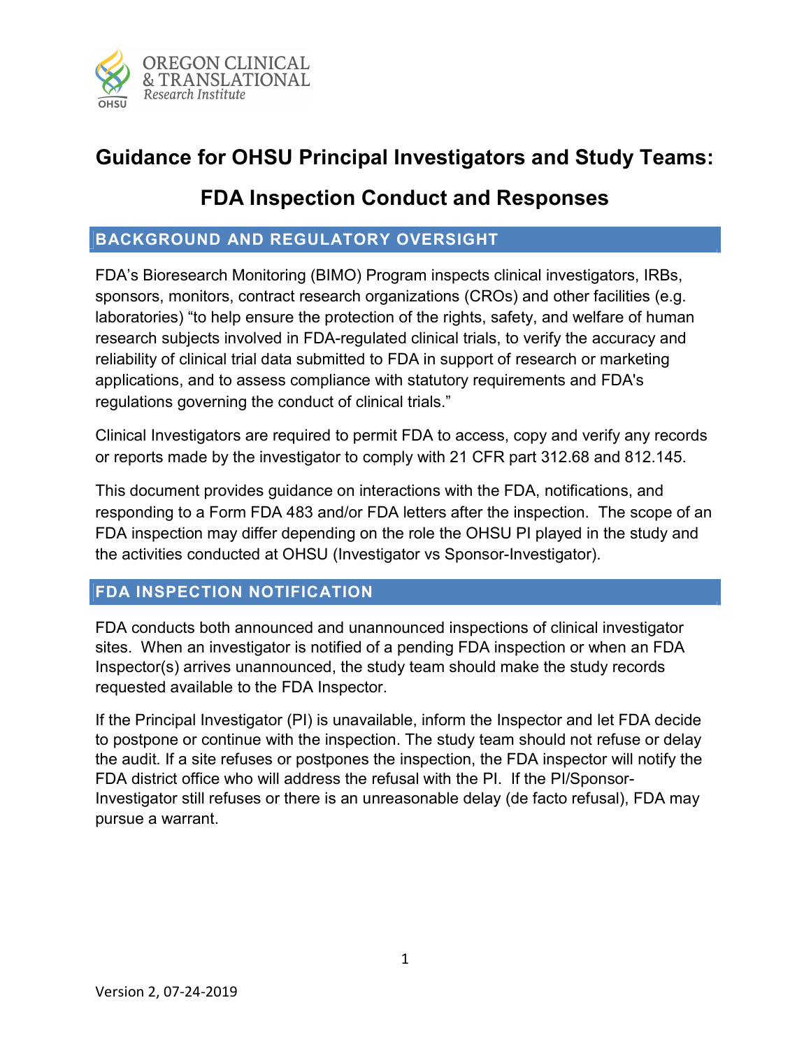# Guidance for OHSU Principal Investigators and Study Teams:

# FDA Inspection Conduct and Responses

## BACKGROUND AND REGULATORY OVERSIGHT

FDA's Bioresearch Monitoring (BIMO) Program inspects clinical investigators, IRBs, sponsors, monitors, contract research organizations (CROs) and other facilities (e.g. laboratories) "to help ensure the protection of the rights, safety, and welfare of human research subjects involved in FDA-regulated clinical trials, to verify the accuracy and reliability of clinical trial data submitted to FDA in support of research or marketing applications, and to assess compliance with statutory requirements and FDA's regulations governing the conduct of clinical trials."

Clinical Investigators are required to permit FDA to access, copy and verify any records or reports made by the investigator to comply with 21 CFR part 312.68 and 812.145.

This document provides guidance on interactions with the FDA, notifications, and responding to a Form FDA 483 and/or FDA letters after the inspection. The scope of an FDA inspection may differ depending on the role the OHSU PI played in the study and the activities conducted at OHSU (Investigator vs Sponsor-Investigator).

## FDA INSPECTION NOTIFICATION

FDA conducts both announced and unannounced inspections of clinical investigator sites. When an investigator is notified of a pending FDA inspection or when an FDA Inspector(s) arrives unannounced, the study team should make the study records requested available to the FDA Inspector.

If the Principal Investigator (PI) is unavailable, inform the Inspector and let FDA decide to postpone or continue with the inspection. The study team should not refuse or delay the audit. If a site refuses or postpones the inspection, the FDA inspector will notify the FDA district office who will address the refusal with the PI. If the PI/Sponsor-Investigator still refuses or there is an unreasonable delay (de facto refusal), FDA may pursue a warrant.

Version 2, 07-24-2019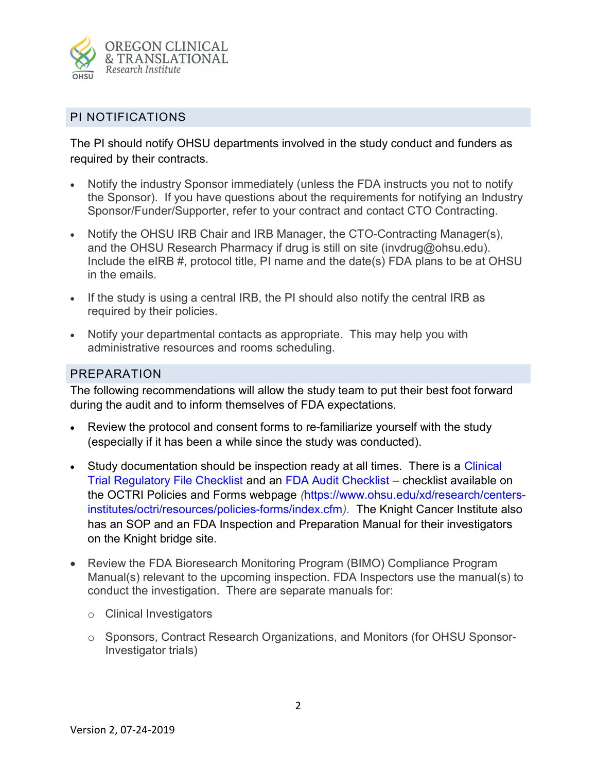## PI NOTIFICATIONS

The PI should notify OHSU departments involved in the study conduct and funders as required by their contracts.

- Notify the industry Sponsor immediately (unless the FDA instructs you not to notify the Sponsor). If you have questions about the requirements for notifying an Industry Sponsor/Funder/Supporter, refer to your contract and contact CTO Contracting.
- Notify the OHSU IRB Chair and IRB Manager, the CTO-Contracting Manager(s), and the OHSU Research Pharmacy if drug is still on site (invdrug@ohsu.edu). Include the eIRB #, protocol title, PI name and the date(s) FDA plans to be at OHSU in the emails.
- If the study is using a central IRB, the PI should also notify the central IRB as required by their policies.
- Notify your departmental contacts as appropriate. This may help you with administrative resources and rooms scheduling.

## PREPARATION

The following recommendations will allow the study team to put their best foot forward during the audit and to inform themselves of FDA expectations.

- Review the protocol and consent forms to re-familiarize yourself with the study (especially if it has been a while since the study was conducted).
- Study documentation should be inspection ready at all times. There is a Clinical Trial Regulatory File Checklist and an FDA Audit Checklist – checklist available on the OCTRI Policies and Forms webpage (https://www.ohsu.edu/xd/research/centers-institutes/octri/resources/policies-forms/index.cfm). The Knight Cancer Institute also has an SOP and an FDA Inspection and Preparation Manual for their investigators on the Knight bridge site.
- Review the FDA Bioresearch Monitoring Program (BIMO) Compliance Program Manual(s) relevant to the upcoming inspection. FDA Inspectors use the manual(s) to conduct the investigation. There are separate manuals for:
  - Clinical Investigators
  - Sponsors, Contract Research Organizations, and Monitors (for OHSU Sponsor-Investigator trials)

Version 2, 07-24-2019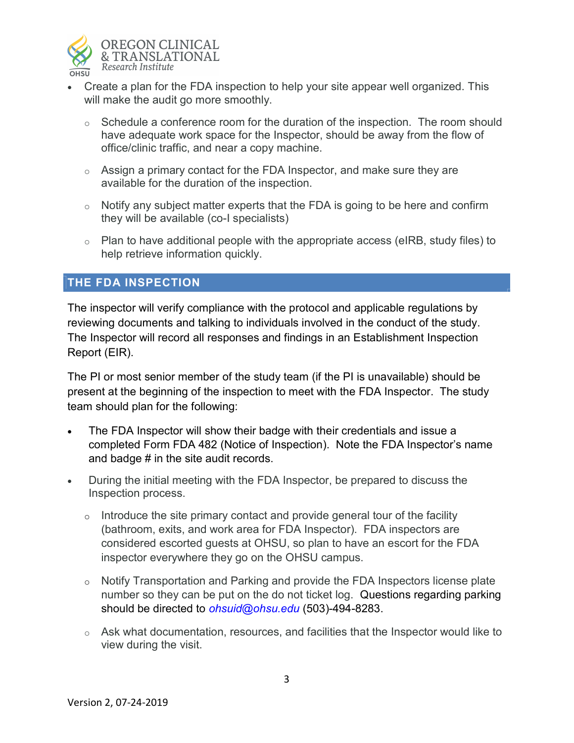- Create a plan for the FDA inspection to help your site appear well organized. This will make the audit go more smoothly.
  - Schedule a conference room for the duration of the inspection. The room should have adequate work space for the Inspector, should be away from the flow of office/clinic traffic, and near a copy machine.
  - Assign a primary contact for the FDA Inspector, and make sure they are available for the duration of the inspection.
  - Notify any subject matter experts that the FDA is going to be here and confirm they will be available (co-I specialists)
  - Plan to have additional people with the appropriate access (eIRB, study files) to help retrieve information quickly.

## THE FDA INSPECTION

The inspector will verify compliance with the protocol and applicable regulations by reviewing documents and talking to individuals involved in the conduct of the study. The Inspector will record all responses and findings in an Establishment Inspection Report (EIR).

The PI or most senior member of the study team (if the PI is unavailable) should be present at the beginning of the inspection to meet with the FDA Inspector. The study team should plan for the following:

- The FDA Inspector will show their badge with their credentials and issue a completed Form FDA 482 (Notice of Inspection). Note the FDA Inspector's name and badge # in the site audit records.
- During the initial meeting with the FDA Inspector, be prepared to discuss the Inspection process.
  - Introduce the site primary contact and provide general tour of the facility (bathroom, exits, and work area for FDA Inspector). FDA inspectors are considered escorted guests at OHSU, so plan to have an escort for the FDA inspector everywhere they go on the OHSU campus.
  - Notify Transportation and Parking and provide the FDA Inspectors license plate number so they can be put on the do not ticket log. Questions regarding parking should be directed to *ohsuid@ohsu.edu* (503)-494-8283.
  - Ask what documentation, resources, and facilities that the Inspector would like to view during the visit.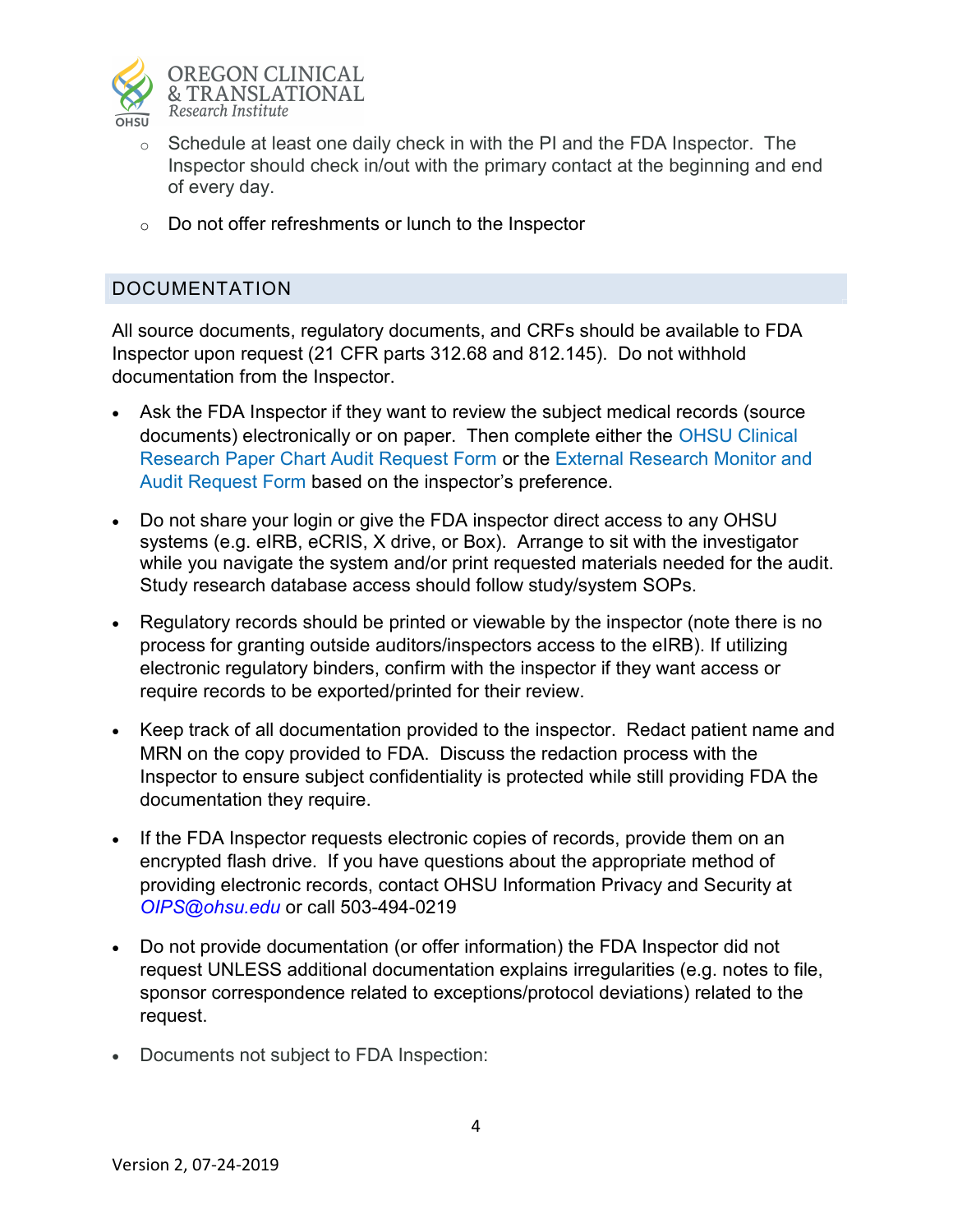- Schedule at least one daily check in with the PI and the FDA Inspector. The Inspector should check in/out with the primary contact at the beginning and end of every day.
- Do not offer refreshments or lunch to the Inspector

## DOCUMENTATION

All source documents, regulatory documents, and CRFs should be available to FDA Inspector upon request (21 CFR parts 312.68 and 812.145). Do not withhold documentation from the Inspector.

- Ask the FDA Inspector if they want to review the subject medical records (source documents) electronically or on paper. Then complete either the OHSU Clinical Research Paper Chart Audit Request Form or the External Research Monitor and Audit Request Form based on the inspector's preference.
- Do not share your login or give the FDA inspector direct access to any OHSU systems (e.g. eIRB, eCRIS, X drive, or Box). Arrange to sit with the investigator while you navigate the system and/or print requested materials needed for the audit. Study research database access should follow study/system SOPs.
- Regulatory records should be printed or viewable by the inspector (note there is no process for granting outside auditors/inspectors access to the eIRB). If utilizing electronic regulatory binders, confirm with the inspector if they want access or require records to be exported/printed for their review.
- Keep track of all documentation provided to the inspector. Redact patient name and MRN on the copy provided to FDA. Discuss the redaction process with the Inspector to ensure subject confidentiality is protected while still providing FDA the documentation they require.
- If the FDA Inspector requests electronic copies of records, provide them on an encrypted flash drive. If you have questions about the appropriate method of providing electronic records, contact OHSU Information Privacy and Security at *OIPS@ohsu.edu* or call 503-494-0219
- Do not provide documentation (or offer information) the FDA Inspector did not request UNLESS additional documentation explains irregularities (e.g. notes to file, sponsor correspondence related to exceptions/protocol deviations) related to the request.
- Documents not subject to FDA Inspection: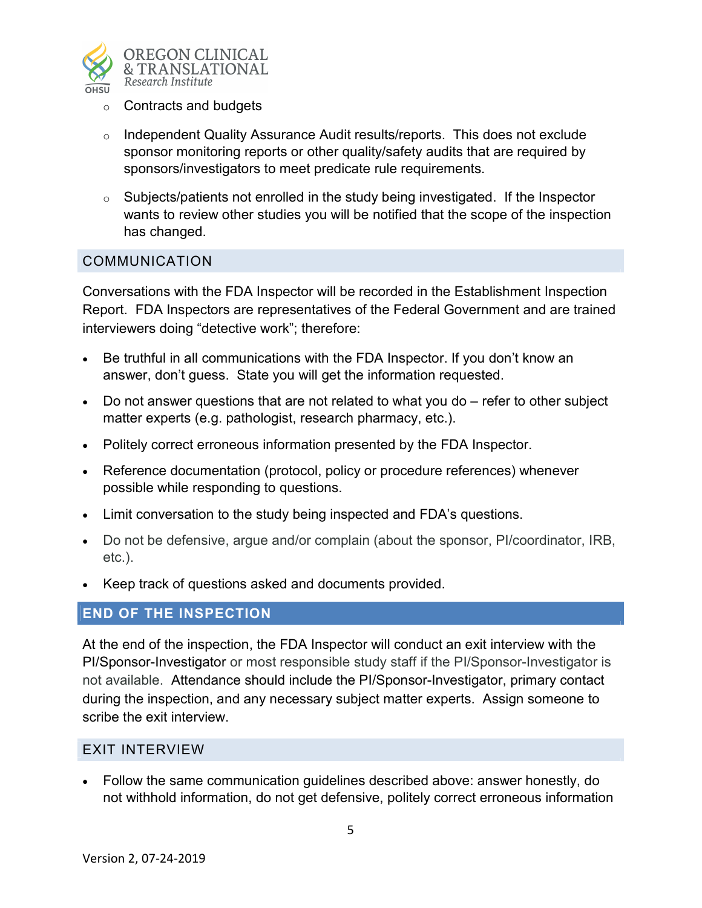- Contracts and budgets
- Independent Quality Assurance Audit results/reports. This does not exclude sponsor monitoring reports or other quality/safety audits that are required by sponsors/investigators to meet predicate rule requirements.
- Subjects/patients not enrolled in the study being investigated. If the Inspector wants to review other studies you will be notified that the scope of the inspection has changed.

## COMMUNICATION

Conversations with the FDA Inspector will be recorded in the Establishment Inspection Report. FDA Inspectors are representatives of the Federal Government and are trained interviewers doing "detective work"; therefore:

- Be truthful in all communications with the FDA Inspector. If you don't know an answer, don't guess. State you will get the information requested.
- Do not answer questions that are not related to what you do – refer to other subject matter experts (e.g. pathologist, research pharmacy, etc.).
- Politely correct erroneous information presented by the FDA Inspector.
- Reference documentation (protocol, policy or procedure references) whenever possible while responding to questions.
- Limit conversation to the study being inspected and FDA's questions.
- Do not be defensive, argue and/or complain (about the sponsor, PI/coordinator, IRB, etc.).
- Keep track of questions asked and documents provided.

## END OF THE INSPECTION

At the end of the inspection, the FDA Inspector will conduct an exit interview with the PI/Sponsor-Investigator or most responsible study staff if the PI/Sponsor-Investigator is not available. Attendance should include the PI/Sponsor-Investigator, primary contact during the inspection, and any necessary subject matter experts. Assign someone to scribe the exit interview.

## EXIT INTERVIEW

- Follow the same communication guidelines described above: answer honestly, do not withhold information, do not get defensive, politely correct erroneous information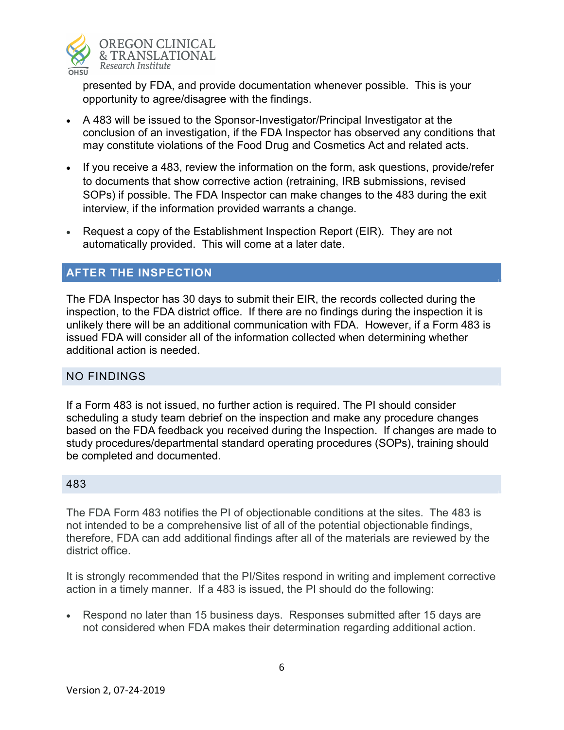presented by FDA, and provide documentation whenever possible. This is your opportunity to agree/disagree with the findings.

- A 483 will be issued to the Sponsor-Investigator/Principal Investigator at the conclusion of an investigation, if the FDA Inspector has observed any conditions that may constitute violations of the Food Drug and Cosmetics Act and related acts.
- If you receive a 483, review the information on the form, ask questions, provide/refer to documents that show corrective action (retraining, IRB submissions, revised SOPs) if possible. The FDA Inspector can make changes to the 483 during the exit interview, if the information provided warrants a change.
- Request a copy of the Establishment Inspection Report (EIR). They are not automatically provided. This will come at a later date.

## AFTER THE INSPECTION

The FDA Inspector has 30 days to submit their EIR, the records collected during the inspection, to the FDA district office. If there are no findings during the inspection it is unlikely there will be an additional communication with FDA. However, if a Form 483 is issued FDA will consider all of the information collected when determining whether additional action is needed.

### NO FINDINGS

If a Form 483 is not issued, no further action is required. The PI should consider scheduling a study team debrief on the inspection and make any procedure changes based on the FDA feedback you received during the Inspection. If changes are made to study procedures/departmental standard operating procedures (SOPs), training should be completed and documented.

### 483

The FDA Form 483 notifies the PI of objectionable conditions at the sites. The 483 is not intended to be a comprehensive list of all of the potential objectionable findings, therefore, FDA can add additional findings after all of the materials are reviewed by the district office.

It is strongly recommended that the PI/Sites respond in writing and implement corrective action in a timely manner. If a 483 is issued, the PI should do the following:

- Respond no later than 15 business days. Responses submitted after 15 days are not considered when FDA makes their determination regarding additional action.

Version 2, 07-24-2019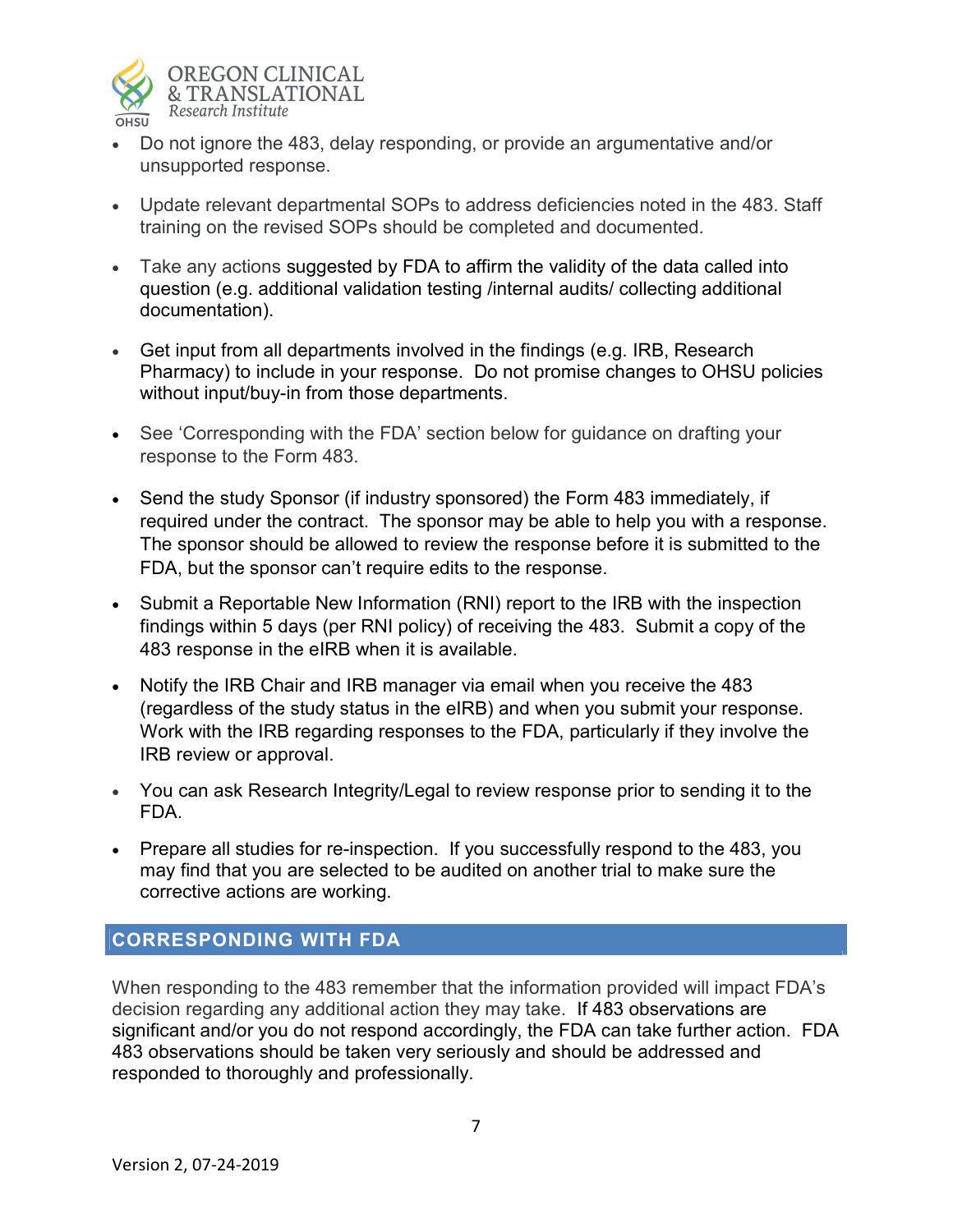- Do not ignore the 483, delay responding, or provide an argumentative and/or unsupported response.

- Update relevant departmental SOPs to address deficiencies noted in the 483. Staff training on the revised SOPs should be completed and documented.

- Take any actions suggested by FDA to affirm the validity of the data called into question (e.g. additional validation testing /internal audits/ collecting additional documentation).

- Get input from all departments involved in the findings (e.g. IRB, Research Pharmacy) to include in your response. Do not promise changes to OHSU policies without input/buy-in from those departments.

- See 'Corresponding with the FDA' section below for guidance on drafting your response to the Form 483.

- Send the study Sponsor (if industry sponsored) the Form 483 immediately, if required under the contract. The sponsor may be able to help you with a response. The sponsor should be allowed to review the response before it is submitted to the FDA, but the sponsor can't require edits to the response.

- Submit a Reportable New Information (RNI) report to the IRB with the inspection findings within 5 days (per RNI policy) of receiving the 483. Submit a copy of the 483 response in the eIRB when it is available.

- Notify the IRB Chair and IRB manager via email when you receive the 483 (regardless of the study status in the eIRB) and when you submit your response. Work with the IRB regarding responses to the FDA, particularly if they involve the IRB review or approval.

- You can ask Research Integrity/Legal to review response prior to sending it to the FDA.

- Prepare all studies for re-inspection. If you successfully respond to the 483, you may find that you are selected to be audited on another trial to make sure the corrective actions are working.

## CORRESPONDING WITH FDA

When responding to the 483 remember that the information provided will impact FDA's decision regarding any additional action they may take. If 483 observations are significant and/or you do not respond accordingly, the FDA can take further action. FDA 483 observations should be taken very seriously and should be addressed and responded to thoroughly and professionally.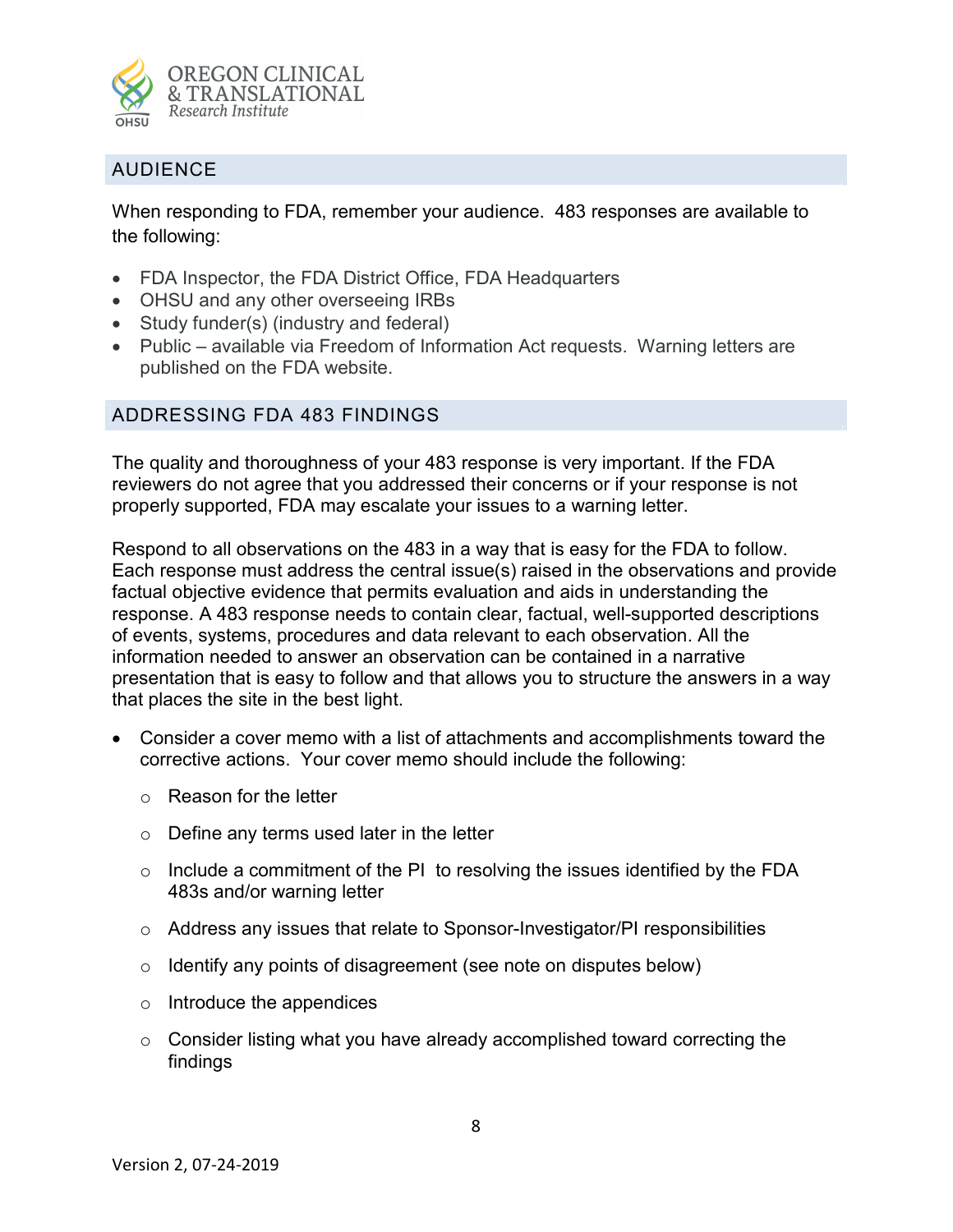## AUDIENCE

When responding to FDA, remember your audience. 483 responses are available to the following:

- FDA Inspector, the FDA District Office, FDA Headquarters
- OHSU and any other overseeing IRBs
- Study funder(s) (industry and federal)
- Public – available via Freedom of Information Act requests. Warning letters are published on the FDA website.

## ADDRESSING FDA 483 FINDINGS

The quality and thoroughness of your 483 response is very important. If the FDA reviewers do not agree that you addressed their concerns or if your response is not properly supported, FDA may escalate your issues to a warning letter.

Respond to all observations on the 483 in a way that is easy for the FDA to follow. Each response must address the central issue(s) raised in the observations and provide factual objective evidence that permits evaluation and aids in understanding the response. A 483 response needs to contain clear, factual, well-supported descriptions of events, systems, procedures and data relevant to each observation. All the information needed to answer an observation can be contained in a narrative presentation that is easy to follow and that allows you to structure the answers in a way that places the site in the best light.

- Consider a cover memo with a list of attachments and accomplishments toward the corrective actions. Your cover memo should include the following:
  - Reason for the letter
  - Define any terms used later in the letter
  - Include a commitment of the PI to resolving the issues identified by the FDA 483s and/or warning letter
  - Address any issues that relate to Sponsor-Investigator/PI responsibilities
  - Identify any points of disagreement (see note on disputes below)
  - Introduce the appendices
  - Consider listing what you have already accomplished toward correcting the findings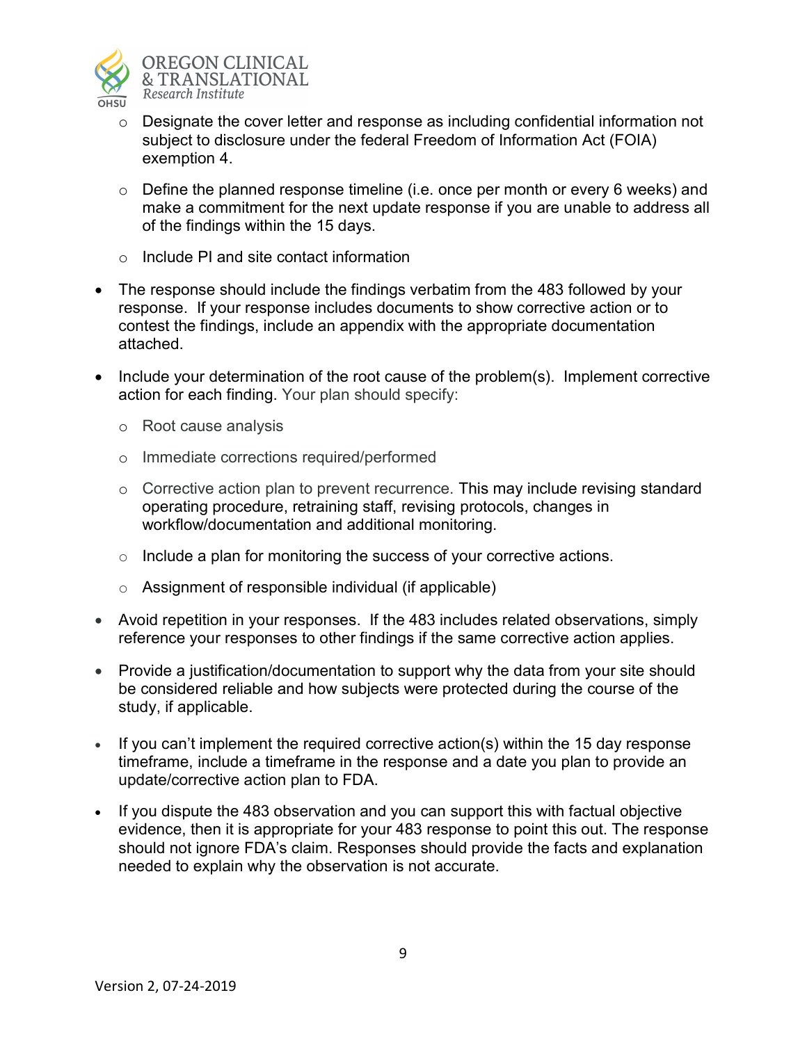- Designate the cover letter and response as including confidential information not subject to disclosure under the federal Freedom of Information Act (FOIA) exemption 4.
  - Define the planned response timeline (i.e. once per month or every 6 weeks) and make a commitment for the next update response if you are unable to address all of the findings within the 15 days.
  - Include PI and site contact information

- The response should include the findings verbatim from the 483 followed by your response. If your response includes documents to show corrective action or to contest the findings, include an appendix with the appropriate documentation attached.

- Include your determination of the root cause of the problem(s). Implement corrective action for each finding. Your plan should specify:
  - Root cause analysis
  - Immediate corrections required/performed
  - Corrective action plan to prevent recurrence. This may include revising standard operating procedure, retraining staff, revising protocols, changes in workflow/documentation and additional monitoring.
  - Include a plan for monitoring the success of your corrective actions.
  - Assignment of responsible individual (if applicable)

- Avoid repetition in your responses. If the 483 includes related observations, simply reference your responses to other findings if the same corrective action applies.

- Provide a justification/documentation to support why the data from your site should be considered reliable and how subjects were protected during the course of the study, if applicable.

- If you can't implement the required corrective action(s) within the 15 day response timeframe, include a timeframe in the response and a date you plan to provide an update/corrective action plan to FDA.

- If you dispute the 483 observation and you can support this with factual objective evidence, then it is appropriate for your 483 response to point this out. The response should not ignore FDA's claim. Responses should provide the facts and explanation needed to explain why the observation is not accurate.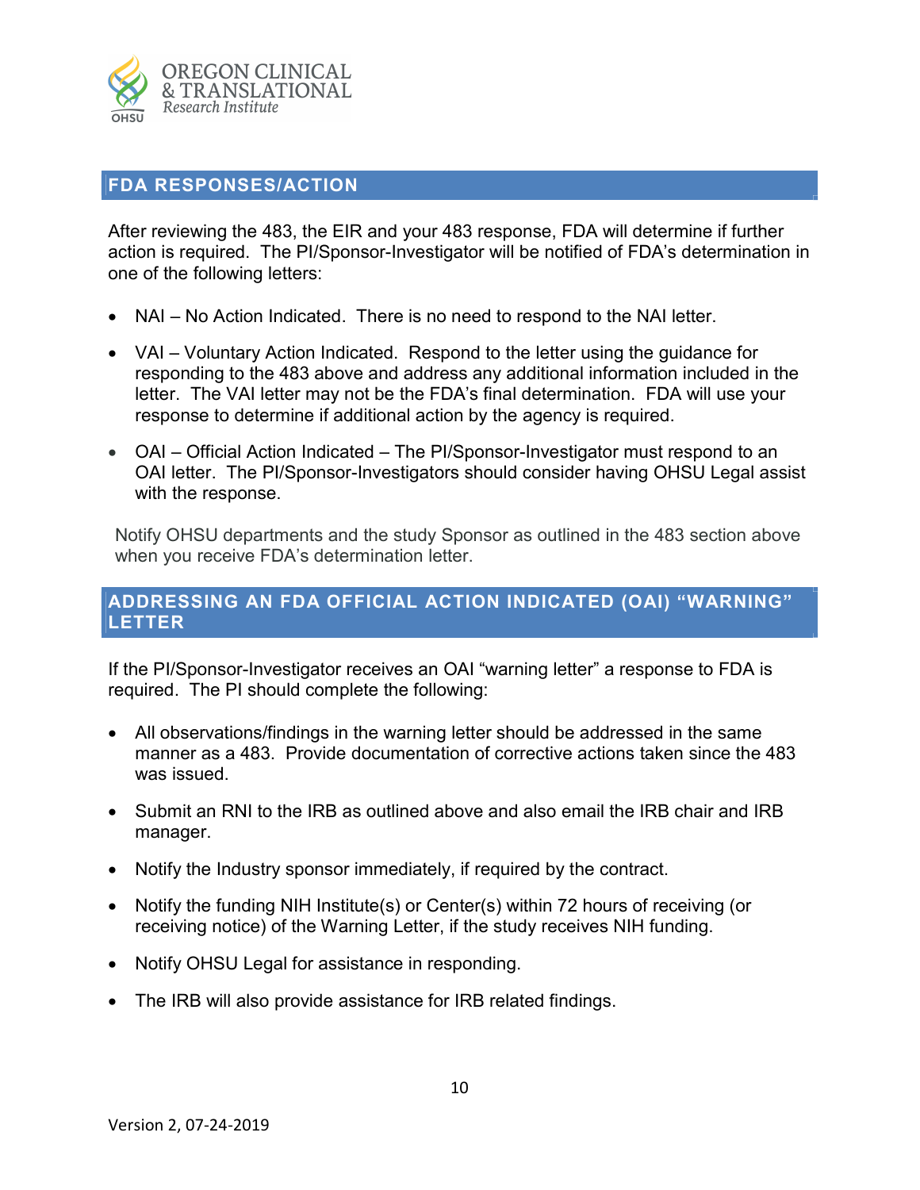## FDA RESPONSES/ACTION

After reviewing the 483, the EIR and your 483 response, FDA will determine if further action is required. The PI/Sponsor-Investigator will be notified of FDA's determination in one of the following letters:

- NAI – No Action Indicated. There is no need to respond to the NAI letter.
- VAI – Voluntary Action Indicated. Respond to the letter using the guidance for responding to the 483 above and address any additional information included in the letter. The VAI letter may not be the FDA's final determination. FDA will use your response to determine if additional action by the agency is required.
- OAI – Official Action Indicated – The PI/Sponsor-Investigator must respond to an OAI letter. The PI/Sponsor-Investigators should consider having OHSU Legal assist with the response.

Notify OHSU departments and the study Sponsor as outlined in the 483 section above when you receive FDA's determination letter.

## ADDRESSING AN FDA OFFICIAL ACTION INDICATED (OAI) "WARNING" LETTER

If the PI/Sponsor-Investigator receives an OAI "warning letter" a response to FDA is required. The PI should complete the following:

- All observations/findings in the warning letter should be addressed in the same manner as a 483. Provide documentation of corrective actions taken since the 483 was issued.
- Submit an RNI to the IRB as outlined above and also email the IRB chair and IRB manager.
- Notify the Industry sponsor immediately, if required by the contract.
- Notify the funding NIH Institute(s) or Center(s) within 72 hours of receiving (or receiving notice) of the Warning Letter, if the study receives NIH funding.
- Notify OHSU Legal for assistance in responding.
- The IRB will also provide assistance for IRB related findings.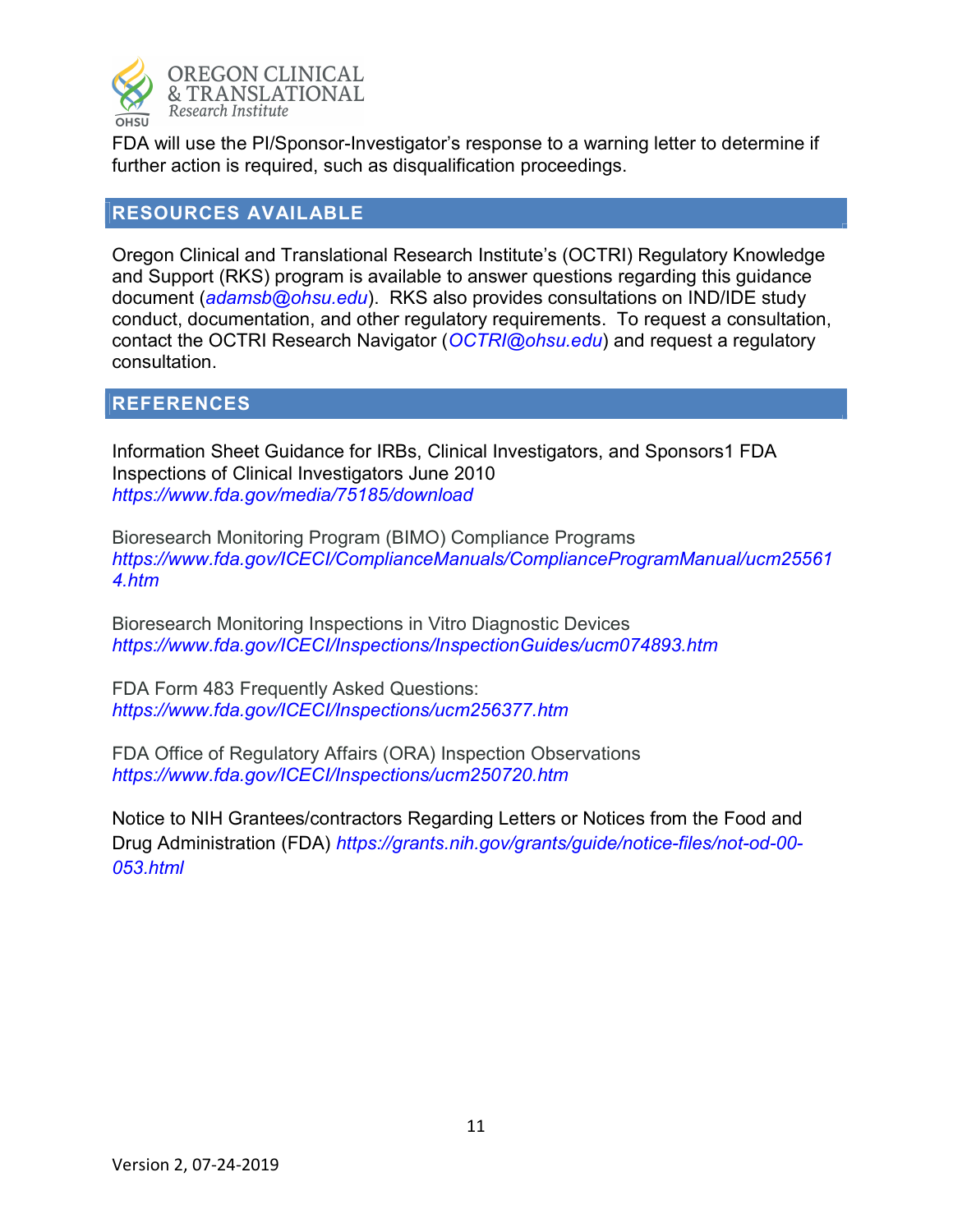FDA will use the PI/Sponsor-Investigator's response to a warning letter to determine if further action is required, such as disqualification proceedings.

## RESOURCES AVAILABLE

Oregon Clinical and Translational Research Institute's (OCTRI) Regulatory Knowledge and Support (RKS) program is available to answer questions regarding this guidance document (*adamsb@ohsu.edu*). RKS also provides consultations on IND/IDE study conduct, documentation, and other regulatory requirements. To request a consultation, contact the OCTRI Research Navigator (*OCTRI@ohsu.edu*) and request a regulatory consultation.

## REFERENCES

Information Sheet Guidance for IRBs, Clinical Investigators, and Sponsors1 FDA Inspections of Clinical Investigators June 2010
*https://www.fda.gov/media/75185/download*

Bioresearch Monitoring Program (BIMO) Compliance Programs
*https://www.fda.gov/ICECI/ComplianceManuals/ComplianceProgramManual/ucm255614.htm*

Bioresearch Monitoring Inspections in Vitro Diagnostic Devices
*https://www.fda.gov/ICECI/Inspections/InspectionGuides/ucm074893.htm*

FDA Form 483 Frequently Asked Questions:
*https://www.fda.gov/ICECI/Inspections/ucm256377.htm*

FDA Office of Regulatory Affairs (ORA) Inspection Observations
*https://www.fda.gov/ICECI/Inspections/ucm250720.htm*

Notice to NIH Grantees/contractors Regarding Letters or Notices from the Food and Drug Administration (FDA) *https://grants.nih.gov/grants/guide/notice-files/not-od-00-053.html*

Version 2, 07-24-2019